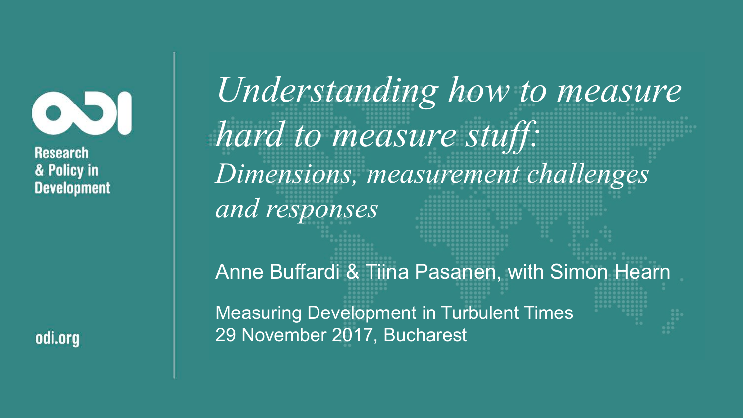ODI

Research & Policy in Development

# *Understanding how to measure hard to measure stuff:*

## *Dimensions, measurement challenges and responses*

Anne Buffardi & Tiina Pasanen, with Simon Hearn

Measuring Development in Turbulent Times
29 November 2017, Bucharest

odi.org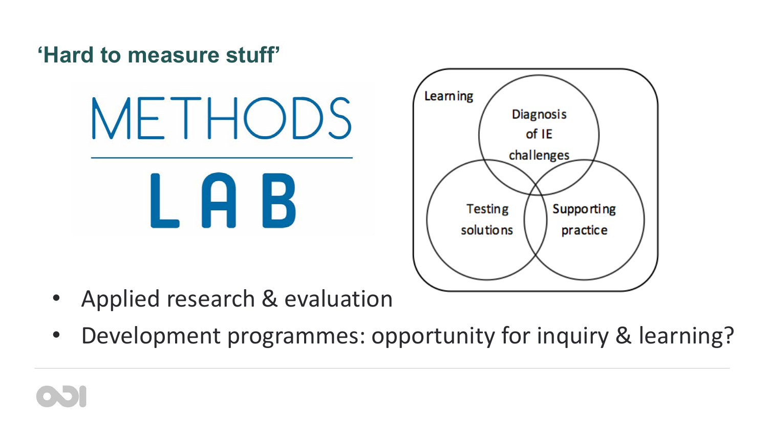## ‘Hard to measure stuff’

METHODS LAB

Learning

Diagnosis of IE challenges

Testing solutions

Supporting practice

- Applied research & evaluation
- Development programmes: opportunity for inquiry & learning?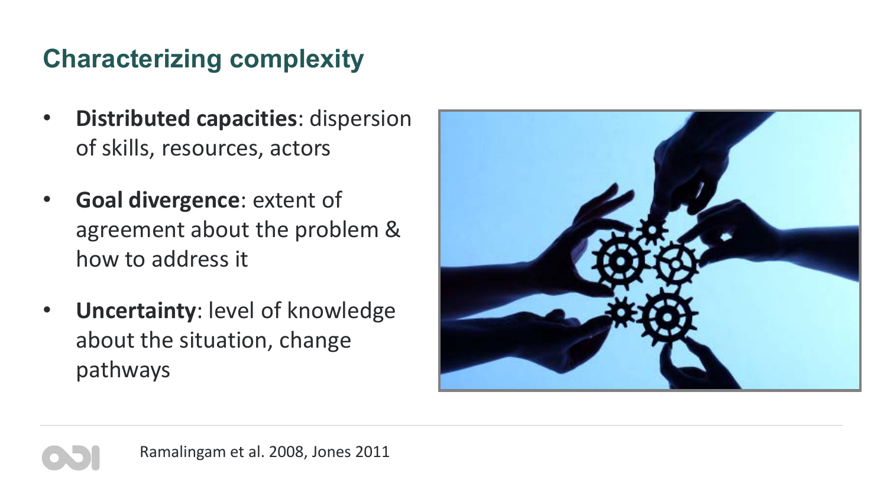## Characterizing complexity

- **Distributed capacities**: dispersion of skills, resources, actors
- **Goal divergence**: extent of agreement about the problem & how to address it
- **Uncertainty**: level of knowledge about the situation, change pathways

Ramalingam et al. 2008, Jones 2011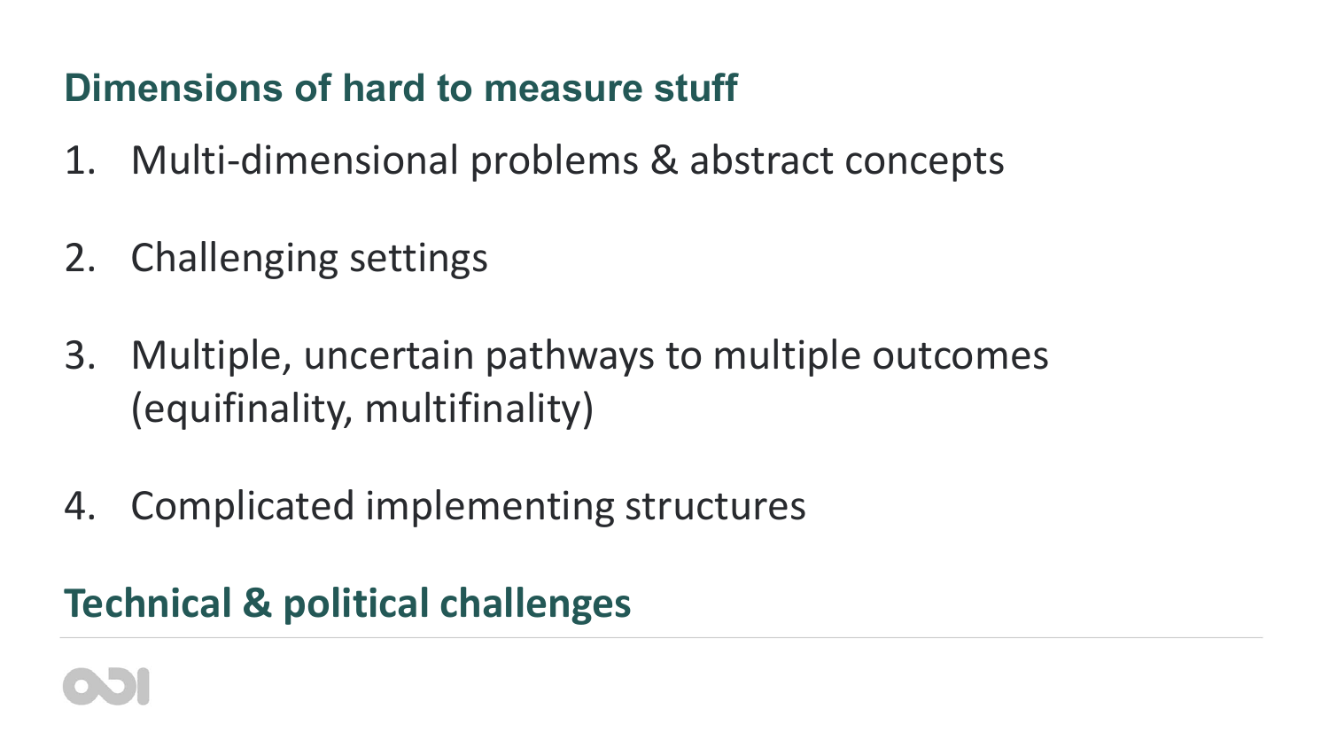## Dimensions of hard to measure stuff

1. Multi-dimensional problems & abstract concepts
2. Challenging settings
3. Multiple, uncertain pathways to multiple outcomes (equifinality, multifinality)
4. Complicated implementing structures

## Technical & political challenges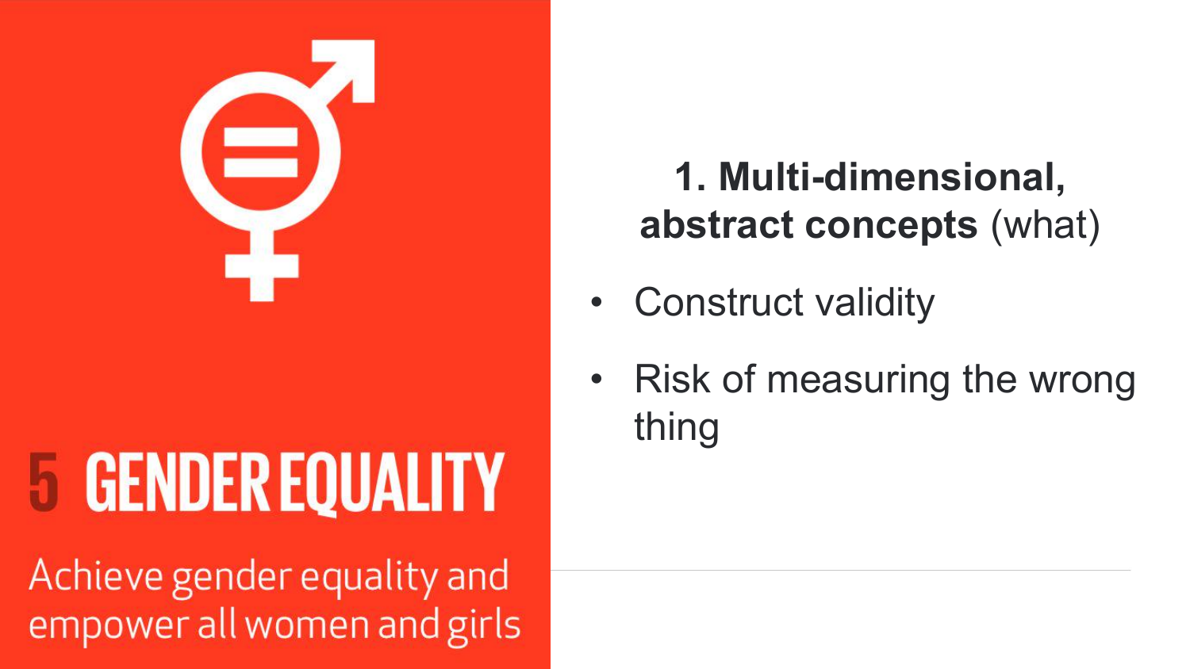5 GENDER EQUALITY

Achieve gender equality and empower all women and girls

**1. Multi-dimensional, abstract concepts** (what)

- Construct validity
- Risk of measuring the wrong thing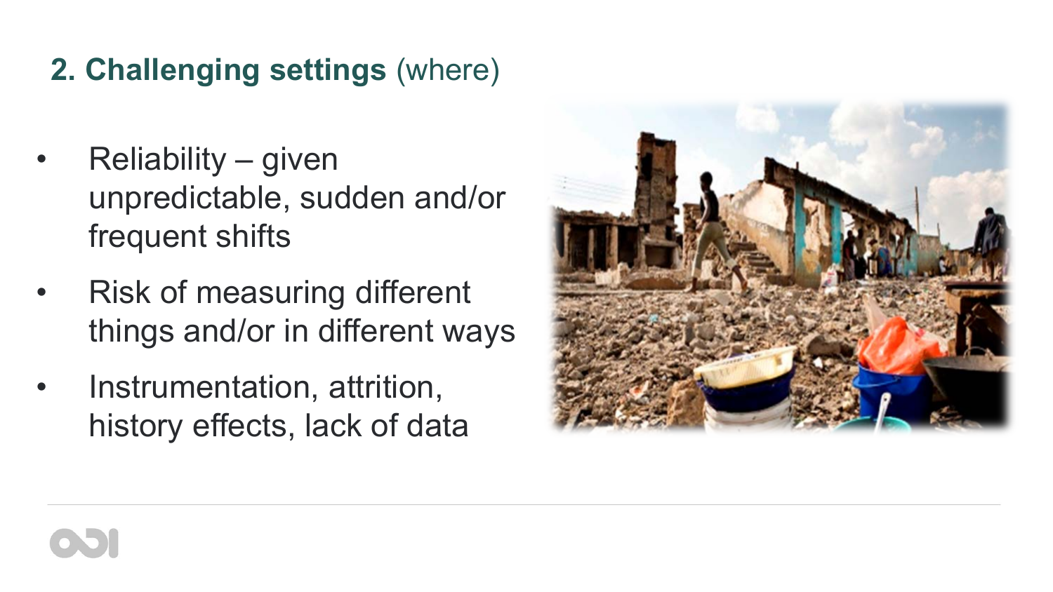## **2. Challenging settings** (where)

- Reliability – given unpredictable, sudden and/or frequent shifts
- Risk of measuring different things and/or in different ways
- Instrumentation, attrition, history effects, lack of data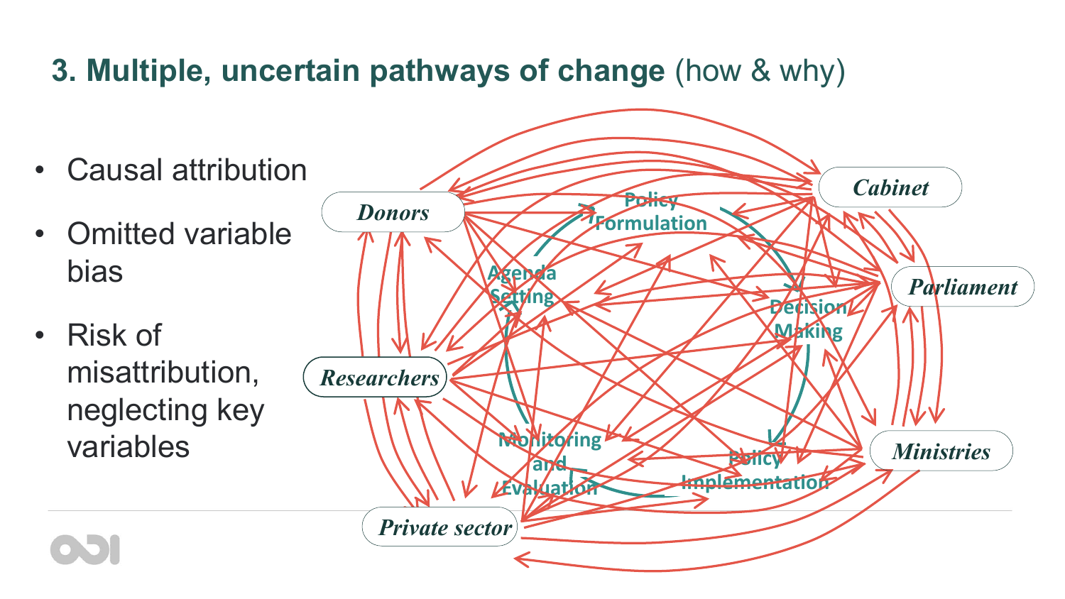## 3. Multiple, uncertain pathways of change (how & why)

- Causal attribution
- Omitted variable bias
- Risk of misattribution, neglecting key variables

Donors
Cabinet
Parliament
Researchers
Ministries
Private sector

Policy Formulation
Agenda Setting
Decision Making
Monitoring and Evaluation
Policy Implementation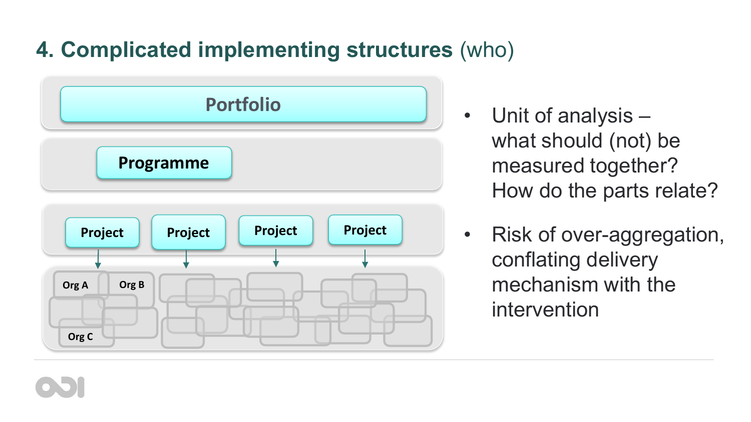# 4. Complicated implementing structures (who)

Portfolio

Programme

Project | Project | Project | Project

Org A | Org B | Org C

- Unit of analysis – what should (not) be measured together? How do the parts relate?
- Risk of over-aggregation, conflating delivery mechanism with the intervention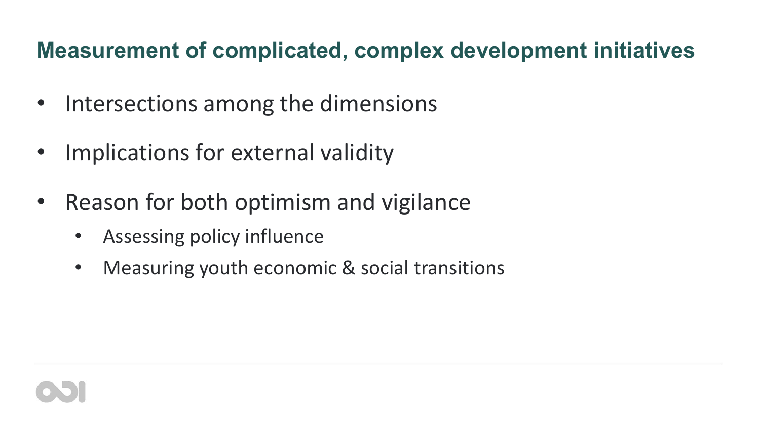## Measurement of complicated, complex development initiatives

- Intersections among the dimensions
- Implications for external validity
- Reason for both optimism and vigilance
  - Assessing policy influence
  - Measuring youth economic & social transitions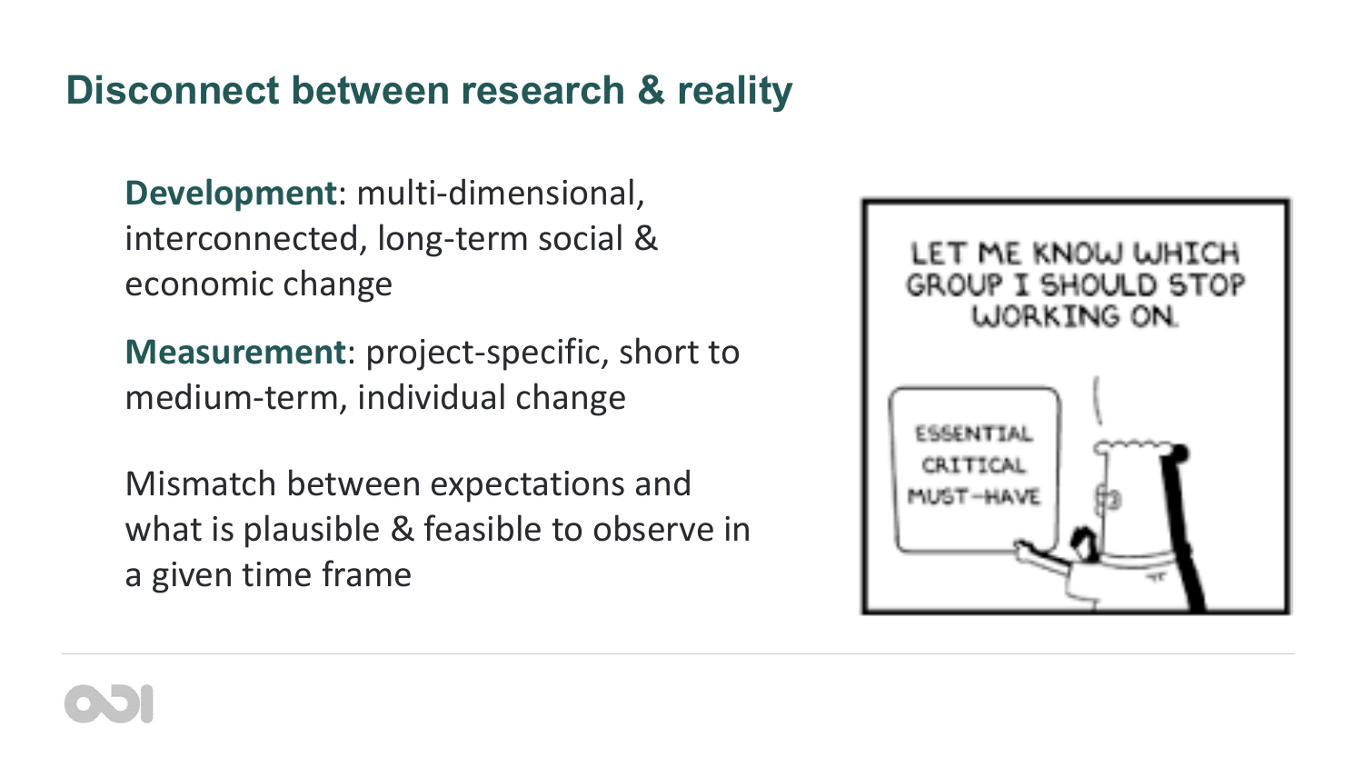## Disconnect between research & reality

**Development**: multi-dimensional, interconnected, long-term social & economic change

**Measurement**: project-specific, short to medium-term, individual change

Mismatch between expectations and what is plausible & feasible to observe in a given time frame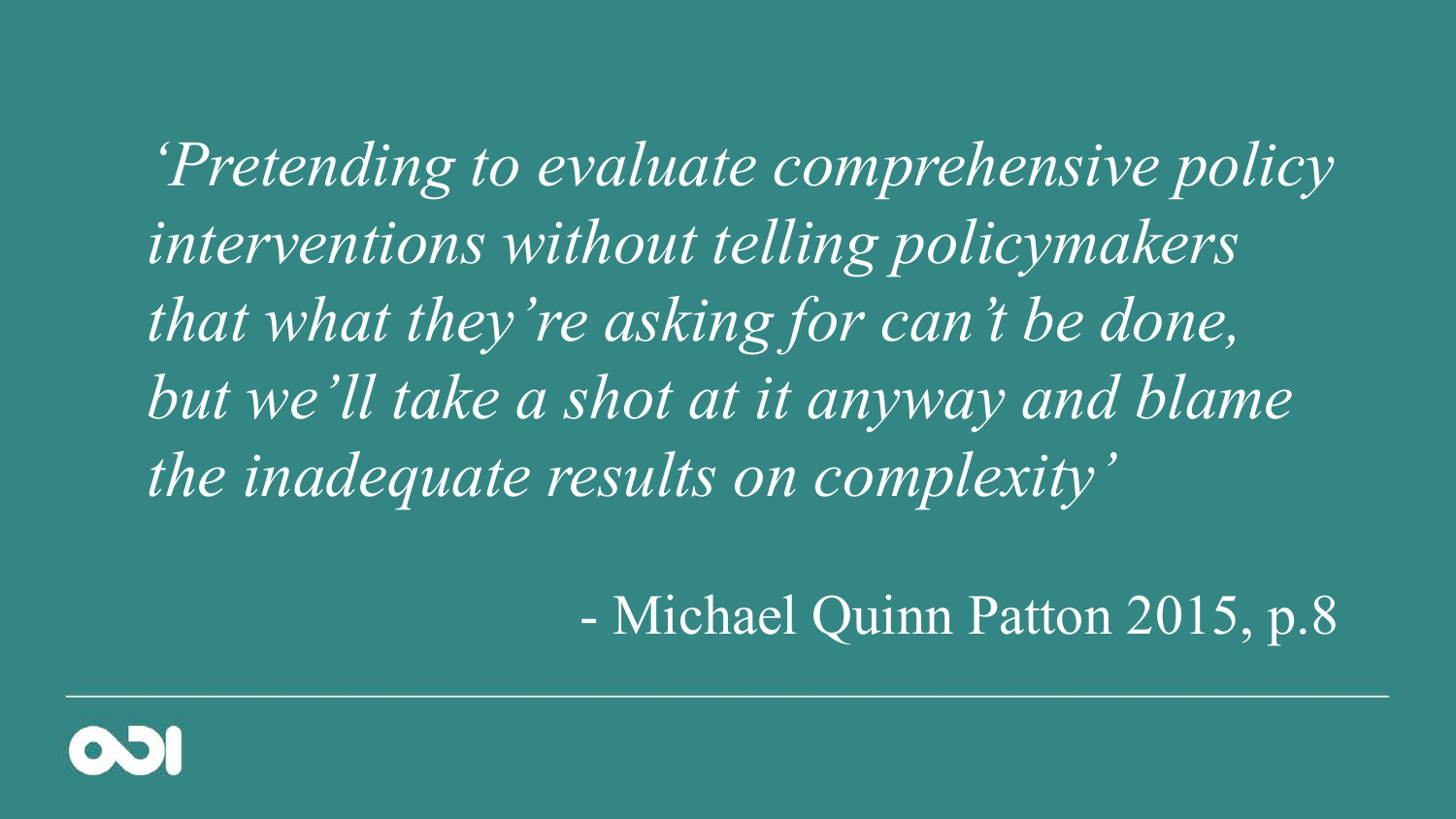*'Pretending to evaluate comprehensive policy interventions without telling policymakers that what they're asking for can't be done, but we'll take a shot at it anyway and blame the inadequate results on complexity'*

- Michael Quinn Patton 2015, p.8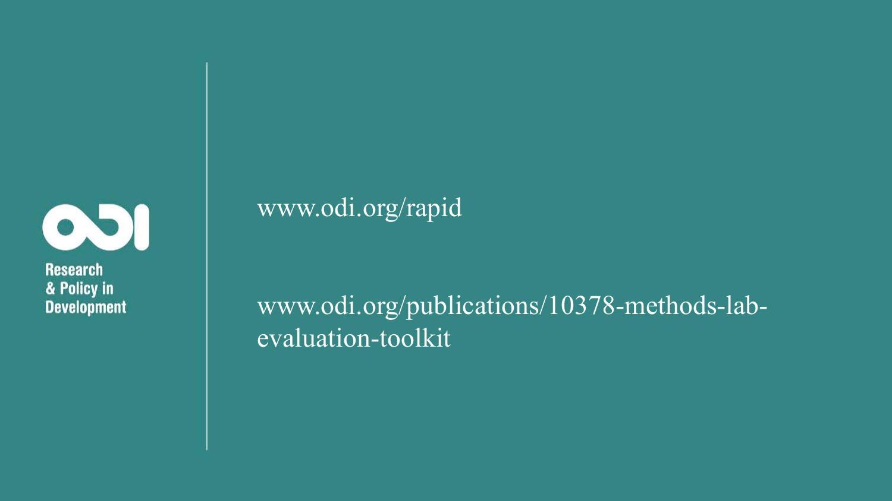Research & Policy in Development

www.odi.org/rapid

www.odi.org/publications/10378-methods-lab-evaluation-toolkit